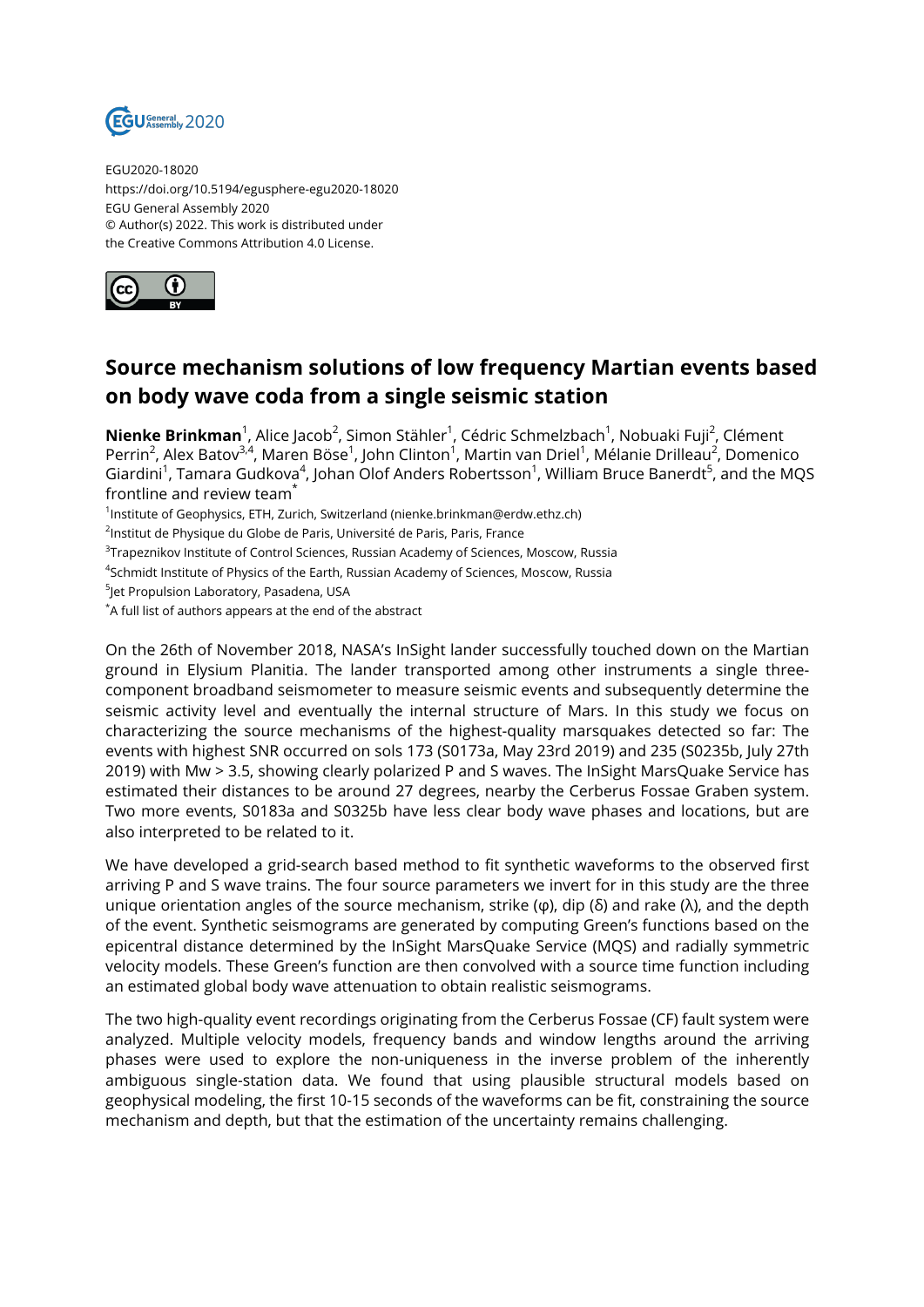EGU2020-18020
https://doi.org/10.5194/egusphere-egu2020-18020
EGU General Assembly 2020
© Author(s) 2022. This work is distributed under
the Creative Commons Attribution 4.0 License.

# Source mechanism solutions of low frequency Martian events based on body wave coda from a single seismic station

**Nienke Brinkman**[1], Alice Jacob[2], Simon Stähler[1], Cédric Schmelzbach[1], Nobuaki Fuji[2], Clément Perrin[2], Alex Batov[3,4], Maren Böse[1], John Clinton[1], Martin van Driel[1], Mélanie Drilleau[2], Domenico Giardini[1], Tamara Gudkova[4], Johan Olof Anders Robertsson[1], William Bruce Banerdt[5], and the MQS frontline and review team[*]

[1]Institute of Geophysics, ETH, Zurich, Switzerland (nienke.brinkman@erdw.ethz.ch)
[2]Institut de Physique du Globe de Paris, Université de Paris, Paris, France
[3]Trapeznikov Institute of Control Sciences, Russian Academy of Sciences, Moscow, Russia
[4]Schmidt Institute of Physics of the Earth, Russian Academy of Sciences, Moscow, Russia
[5]Jet Propulsion Laboratory, Pasadena, USA
[*]A full list of authors appears at the end of the abstract

On the 26th of November 2018, NASA's InSight lander successfully touched down on the Martian ground in Elysium Planitia. The lander transported among other instruments a single three-component broadband seismometer to measure seismic events and subsequently determine the seismic activity level and eventually the internal structure of Mars. In this study we focus on characterizing the source mechanisms of the highest-quality marsquakes detected so far: The events with highest SNR occurred on sols 173 (S0173a, May 23rd 2019) and 235 (S0235b, July 27th 2019) with Mw > 3.5, showing clearly polarized P and S waves. The InSight MarsQuake Service has estimated their distances to be around 27 degrees, nearby the Cerberus Fossae Graben system. Two more events, S0183a and S0325b have less clear body wave phases and locations, but are also interpreted to be related to it.

We have developed a grid-search based method to fit synthetic waveforms to the observed first arriving P and S wave trains. The four source parameters we invert for in this study are the three unique orientation angles of the source mechanism, strike ($\varphi$), dip ($\delta$) and rake ($\lambda$), and the depth of the event. Synthetic seismograms are generated by computing Green's functions based on the epicentral distance determined by the InSight MarsQuake Service (MQS) and radially symmetric velocity models. These Green's function are then convolved with a source time function including an estimated global body wave attenuation to obtain realistic seismograms.

The two high-quality event recordings originating from the Cerberus Fossae (CF) fault system were analyzed. Multiple velocity models, frequency bands and window lengths around the arriving phases were used to explore the non-uniqueness in the inverse problem of the inherently ambiguous single-station data. We found that using plausible structural models based on geophysical modeling, the first 10-15 seconds of the waveforms can be fit, constraining the source mechanism and depth, but that the estimation of the uncertainty remains challenging.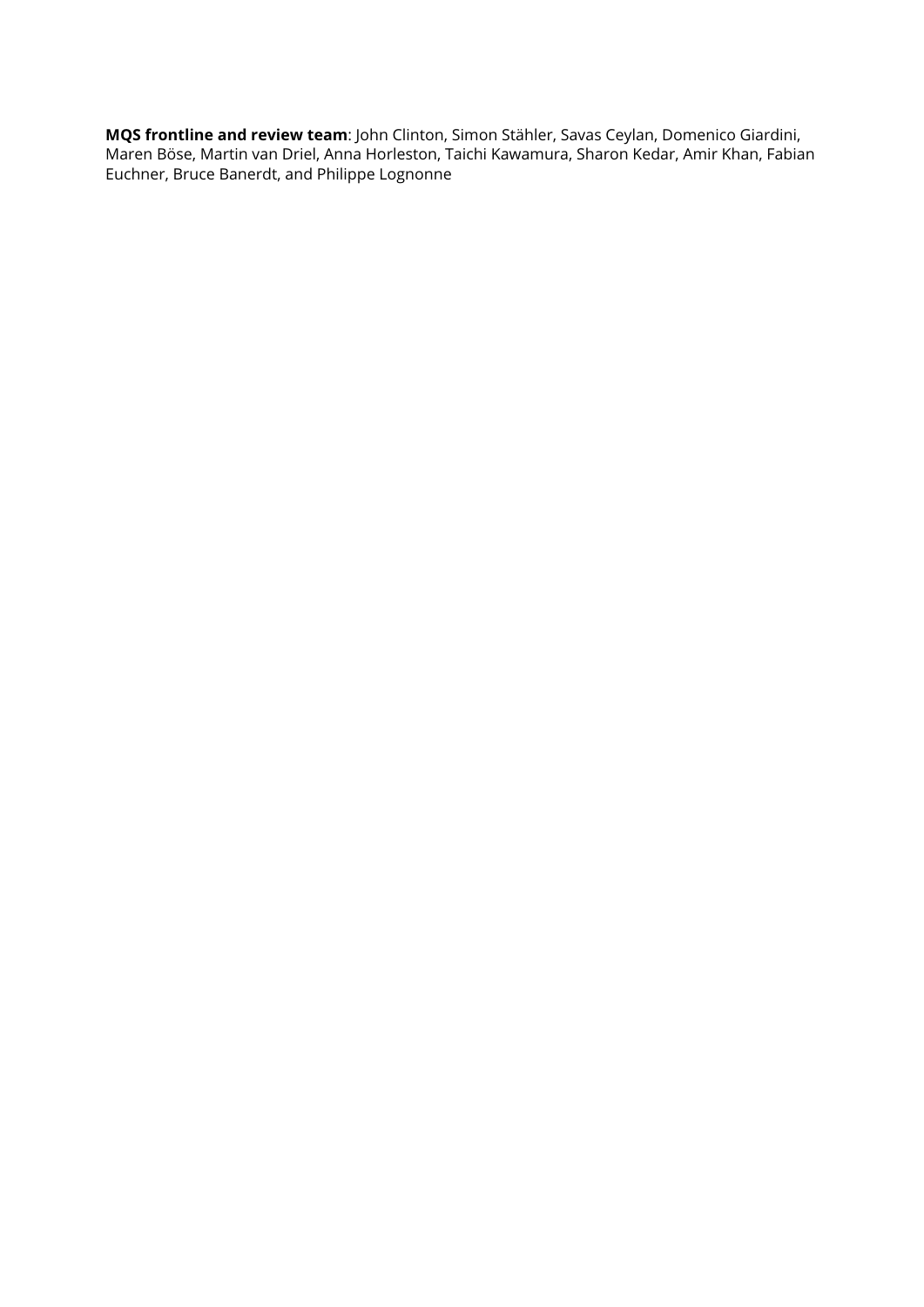**MQS frontline and review team**: John Clinton, Simon Stähler, Savas Ceylan, Domenico Giardini, Maren Böse, Martin van Driel, Anna Horleston, Taichi Kawamura, Sharon Kedar, Amir Khan, Fabian Euchner, Bruce Banerdt, and Philippe Lognonne